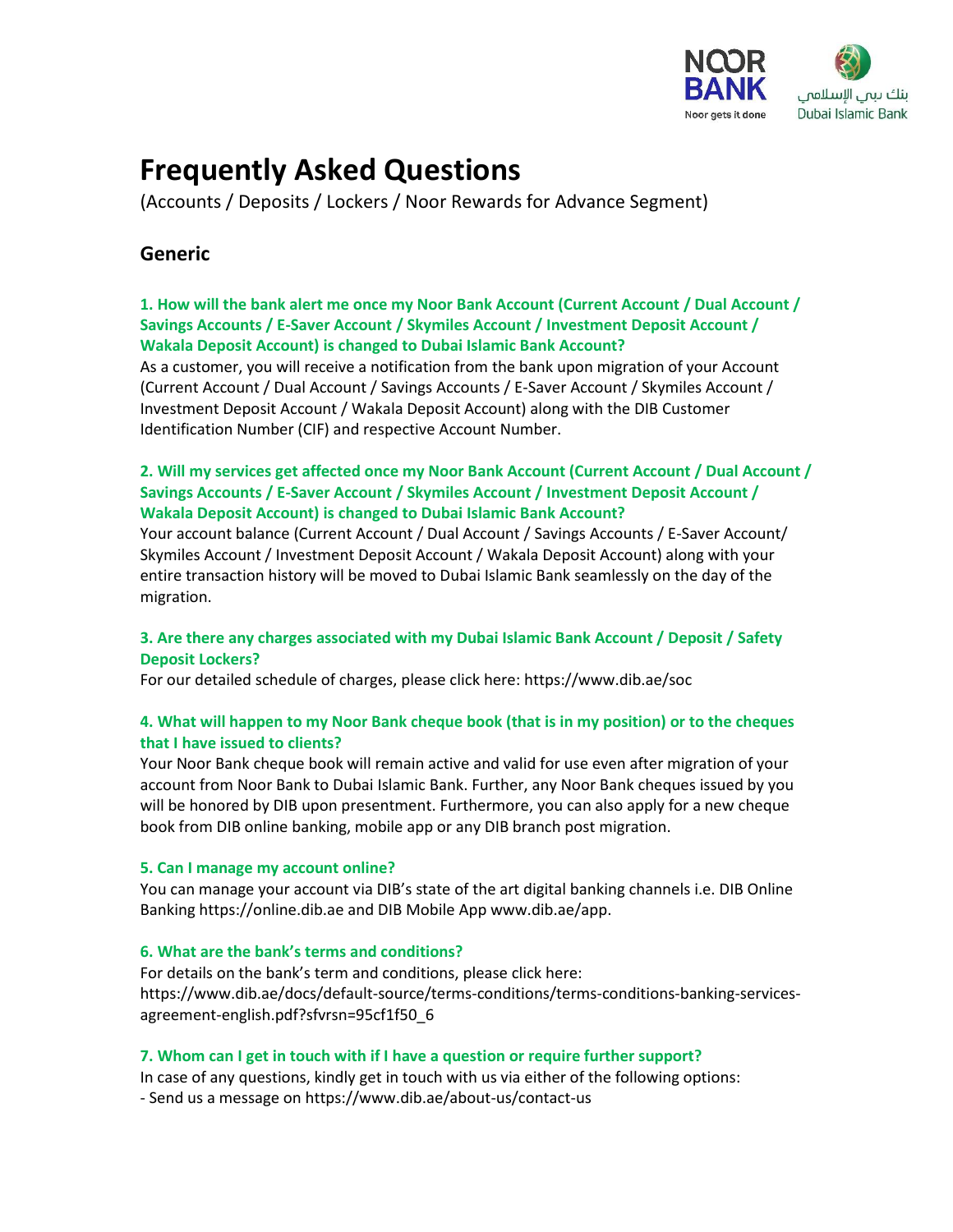# Frequently Asked Questions

(Accounts / Deposits / Lockers / Noor Rewards for Advance Segment)

## Generic

**1. How will the bank alert me once my Noor Bank Account (Current Account / Dual Account / Savings Accounts / E-Saver Account / Skymiles Account / Investment Deposit Account / Wakala Deposit Account) is changed to Dubai Islamic Bank Account?**

As a customer, you will receive a notification from the bank upon migration of your Account (Current Account / Dual Account / Savings Accounts / E-Saver Account / Skymiles Account / Investment Deposit Account / Wakala Deposit Account) along with the DIB Customer Identification Number (CIF) and respective Account Number.

**2. Will my services get affected once my Noor Bank Account (Current Account / Dual Account / Savings Accounts / E-Saver Account / Skymiles Account / Investment Deposit Account / Wakala Deposit Account) is changed to Dubai Islamic Bank Account?**

Your account balance (Current Account / Dual Account / Savings Accounts / E-Saver Account/ Skymiles Account / Investment Deposit Account / Wakala Deposit Account) along with your entire transaction history will be moved to Dubai Islamic Bank seamlessly on the day of the migration.

**3. Are there any charges associated with my Dubai Islamic Bank Account / Deposit / Safety Deposit Lockers?**

For our detailed schedule of charges, please click here: https://www.dib.ae/soc

**4. What will happen to my Noor Bank cheque book (that is in my position) or to the cheques that I have issued to clients?**

Your Noor Bank cheque book will remain active and valid for use even after migration of your account from Noor Bank to Dubai Islamic Bank. Further, any Noor Bank cheques issued by you will be honored by DIB upon presentment. Furthermore, you can also apply for a new cheque book from DIB online banking, mobile app or any DIB branch post migration.

**5. Can I manage my account online?**

You can manage your account via DIB's state of the art digital banking channels i.e. DIB Online Banking https://online.dib.ae and DIB Mobile App www.dib.ae/app.

**6. What are the bank's terms and conditions?**

For details on the bank's term and conditions, please click here: https://www.dib.ae/docs/default-source/terms-conditions/terms-conditions-banking-services-agreement-english.pdf?sfvrsn=95cf1f50_6

**7. Whom can I get in touch with if I have a question or require further support?**

In case of any questions, kindly get in touch with us via either of the following options:

- Send us a message on https://www.dib.ae/about-us/contact-us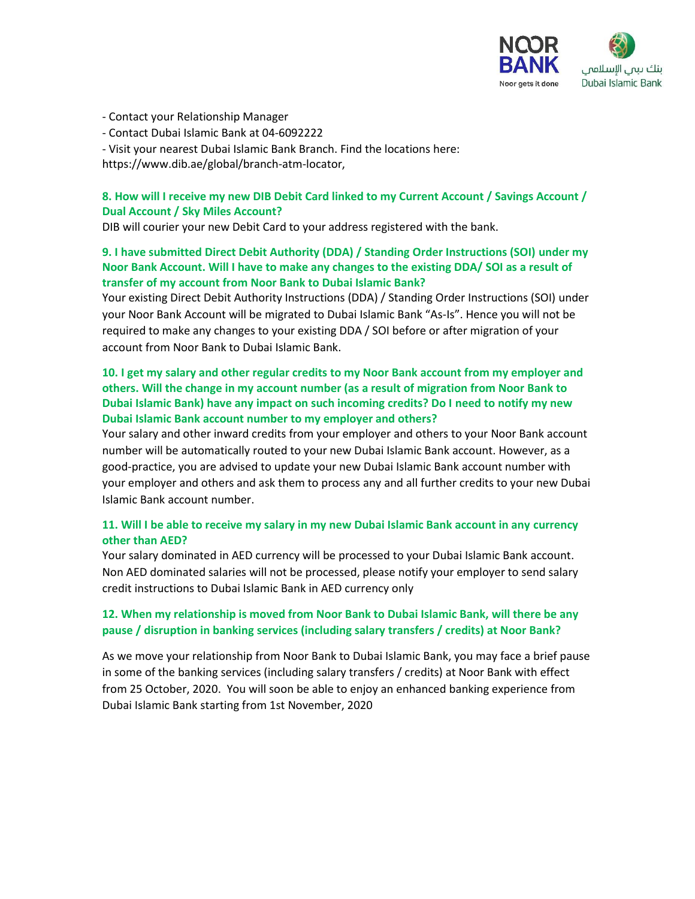- Contact your Relationship Manager
- Contact Dubai Islamic Bank at 04-6092222
- Visit your nearest Dubai Islamic Bank Branch. Find the locations here: https://www.dib.ae/global/branch-atm-locator,

### 8. How will I receive my new DIB Debit Card linked to my Current Account / Savings Account / Dual Account / Sky Miles Account?

DIB will courier your new Debit Card to your address registered with the bank.

### 9. I have submitted Direct Debit Authority (DDA) / Standing Order Instructions (SOI) under my Noor Bank Account. Will I have to make any changes to the existing DDA/ SOI as a result of transfer of my account from Noor Bank to Dubai Islamic Bank?

Your existing Direct Debit Authority Instructions (DDA) / Standing Order Instructions (SOI) under your Noor Bank Account will be migrated to Dubai Islamic Bank "As-Is". Hence you will not be required to make any changes to your existing DDA / SOI before or after migration of your account from Noor Bank to Dubai Islamic Bank.

### 10. I get my salary and other regular credits to my Noor Bank account from my employer and others. Will the change in my account number (as a result of migration from Noor Bank to Dubai Islamic Bank) have any impact on such incoming credits? Do I need to notify my new Dubai Islamic Bank account number to my employer and others?

Your salary and other inward credits from your employer and others to your Noor Bank account number will be automatically routed to your new Dubai Islamic Bank account. However, as a good-practice, you are advised to update your new Dubai Islamic Bank account number with your employer and others and ask them to process any and all further credits to your new Dubai Islamic Bank account number.

### 11. Will I be able to receive my salary in my new Dubai Islamic Bank account in any currency other than AED?

Your salary dominated in AED currency will be processed to your Dubai Islamic Bank account. Non AED dominated salaries will not be processed, please notify your employer to send salary credit instructions to Dubai Islamic Bank in AED currency only

### 12. When my relationship is moved from Noor Bank to Dubai Islamic Bank, will there be any pause / disruption in banking services (including salary transfers / credits) at Noor Bank?

As we move your relationship from Noor Bank to Dubai Islamic Bank, you may face a brief pause in some of the banking services (including salary transfers / credits) at Noor Bank with effect from 25 October, 2020. You will soon be able to enjoy an enhanced banking experience from Dubai Islamic Bank starting from 1st November, 2020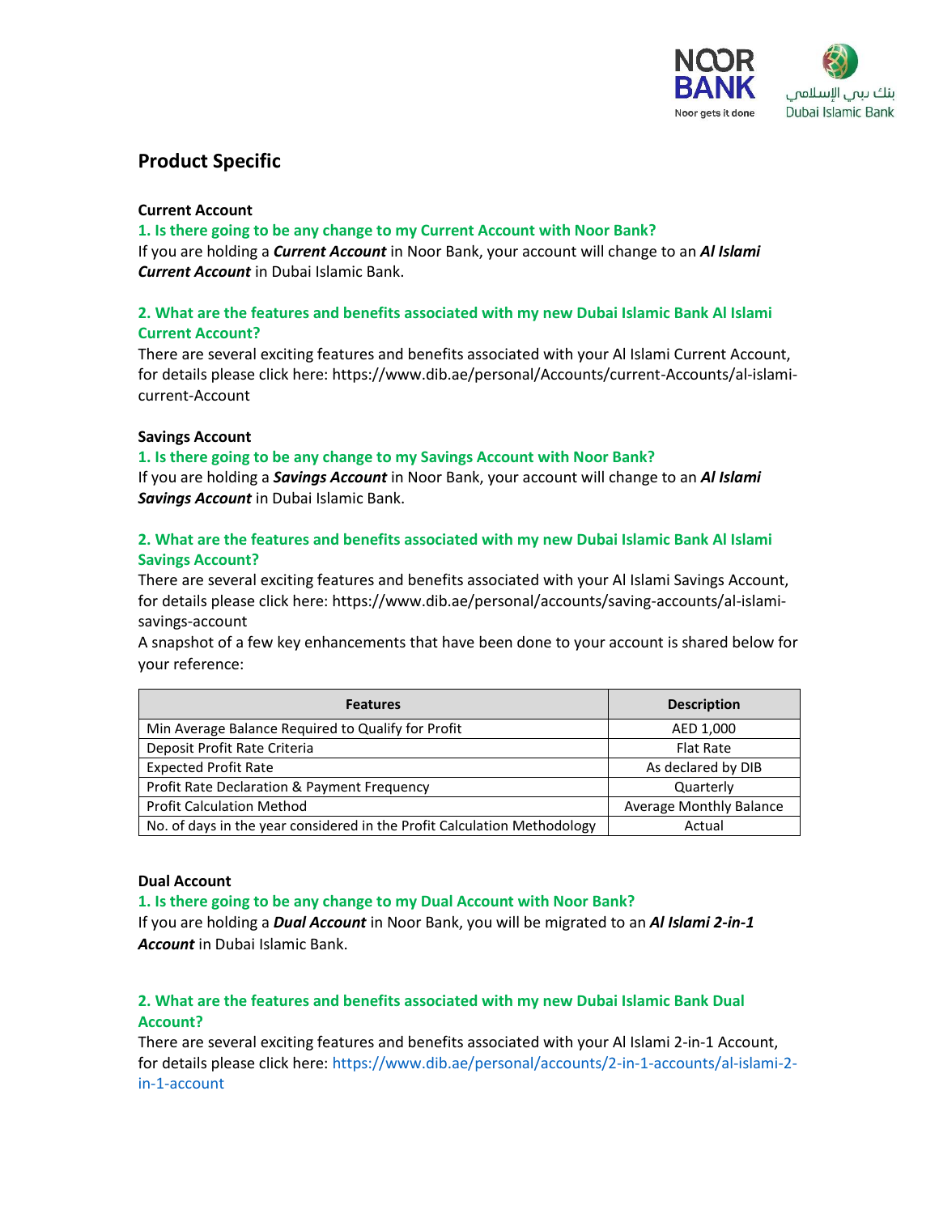## Product Specific

### Current Account

**1. Is there going to be any change to my Current Account with Noor Bank?**

If you are holding a ***Current Account*** in Noor Bank, your account will change to an ***Al Islami Current Account*** in Dubai Islamic Bank.

**2. What are the features and benefits associated with my new Dubai Islamic Bank Al Islami Current Account?**

There are several exciting features and benefits associated with your Al Islami Current Account, for details please click here: https://www.dib.ae/personal/Accounts/current-Accounts/al-islami-current-Account

### Savings Account

**1. Is there going to be any change to my Savings Account with Noor Bank?**

If you are holding a ***Savings Account*** in Noor Bank, your account will change to an ***Al Islami Savings Account*** in Dubai Islamic Bank.

**2. What are the features and benefits associated with my new Dubai Islamic Bank Al Islami Savings Account?**

There are several exciting features and benefits associated with your Al Islami Savings Account, for details please click here: https://www.dib.ae/personal/accounts/saving-accounts/al-islami-savings-account

A snapshot of a few key enhancements that have been done to your account is shared below for your reference:

| Features | Description |
|---|---|
| Min Average Balance Required to Qualify for Profit | AED 1,000 |
| Deposit Profit Rate Criteria | Flat Rate |
| Expected Profit Rate | As declared by DIB |
| Profit Rate Declaration & Payment Frequency | Quarterly |
| Profit Calculation Method | Average Monthly Balance |
| No. of days in the year considered in the Profit Calculation Methodology | Actual |

### Dual Account

**1. Is there going to be any change to my Dual Account with Noor Bank?**

If you are holding a ***Dual Account*** in Noor Bank, you will be migrated to an ***Al Islami 2-in-1 Account*** in Dubai Islamic Bank.

**2. What are the features and benefits associated with my new Dubai Islamic Bank Dual Account?**

There are several exciting features and benefits associated with your Al Islami 2-in-1 Account, for details please click here: https://www.dib.ae/personal/accounts/2-in-1-accounts/al-islami-2-in-1-account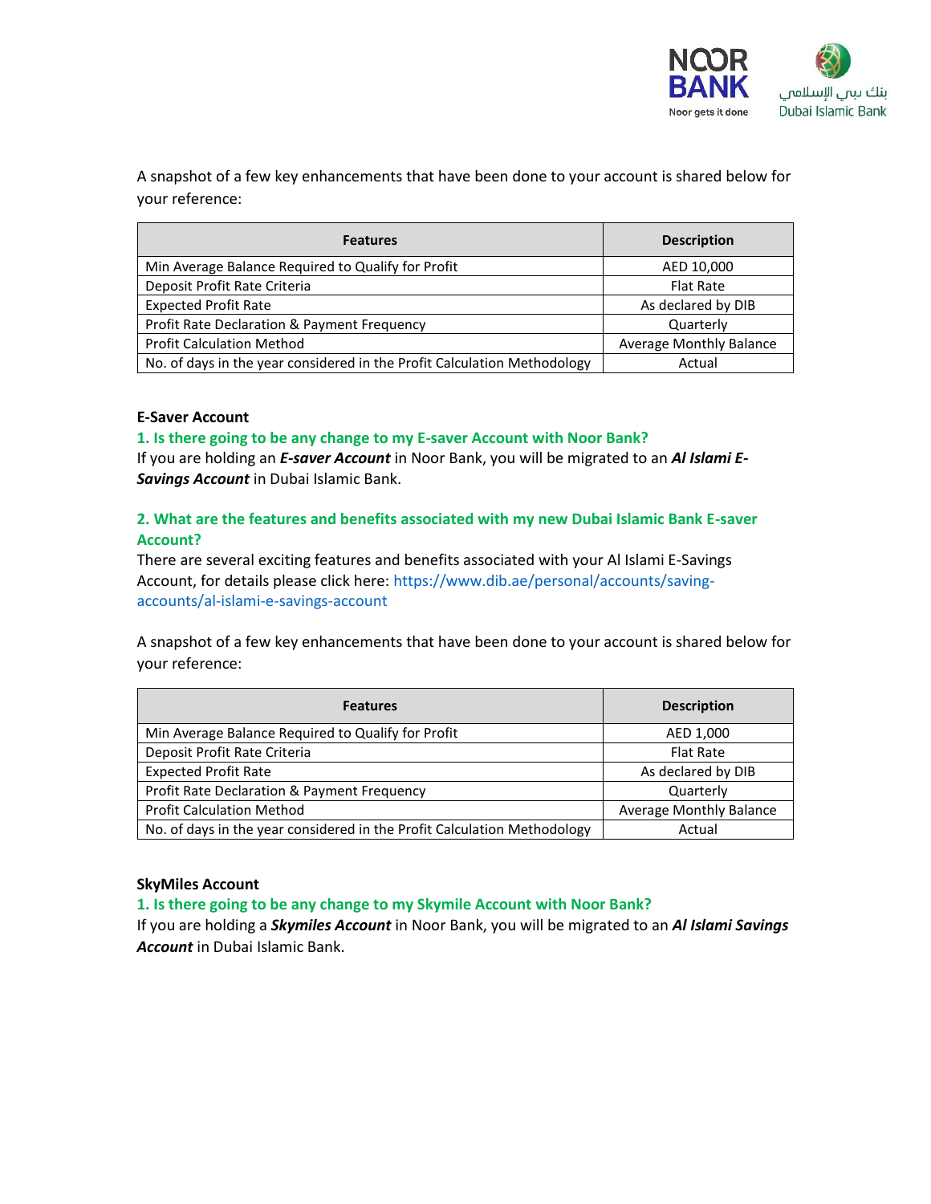A snapshot of a few key enhancements that have been done to your account is shared below for your reference:

| Features | Description |
| --- | --- |
| Min Average Balance Required to Qualify for Profit | AED 10,000 |
| Deposit Profit Rate Criteria | Flat Rate |
| Expected Profit Rate | As declared by DIB |
| Profit Rate Declaration & Payment Frequency | Quarterly |
| Profit Calculation Method | Average Monthly Balance |
| No. of days in the year considered in the Profit Calculation Methodology | Actual |

**E-Saver Account**

**1. Is there going to be any change to my E-saver Account with Noor Bank?**

If you are holding an ***E-saver Account*** in Noor Bank, you will be migrated to an ***Al Islami E-Savings Account*** in Dubai Islamic Bank.

**2. What are the features and benefits associated with my new Dubai Islamic Bank E-saver Account?**

There are several exciting features and benefits associated with your Al Islami E-Savings Account, for details please click here: https://www.dib.ae/personal/accounts/saving-accounts/al-islami-e-savings-account

A snapshot of a few key enhancements that have been done to your account is shared below for your reference:

| Features | Description |
| --- | --- |
| Min Average Balance Required to Qualify for Profit | AED 1,000 |
| Deposit Profit Rate Criteria | Flat Rate |
| Expected Profit Rate | As declared by DIB |
| Profit Rate Declaration & Payment Frequency | Quarterly |
| Profit Calculation Method | Average Monthly Balance |
| No. of days in the year considered in the Profit Calculation Methodology | Actual |

**SkyMiles Account**

**1. Is there going to be any change to my Skymile Account with Noor Bank?**

If you are holding a ***Skymiles Account*** in Noor Bank, you will be migrated to an ***Al Islami Savings Account*** in Dubai Islamic Bank.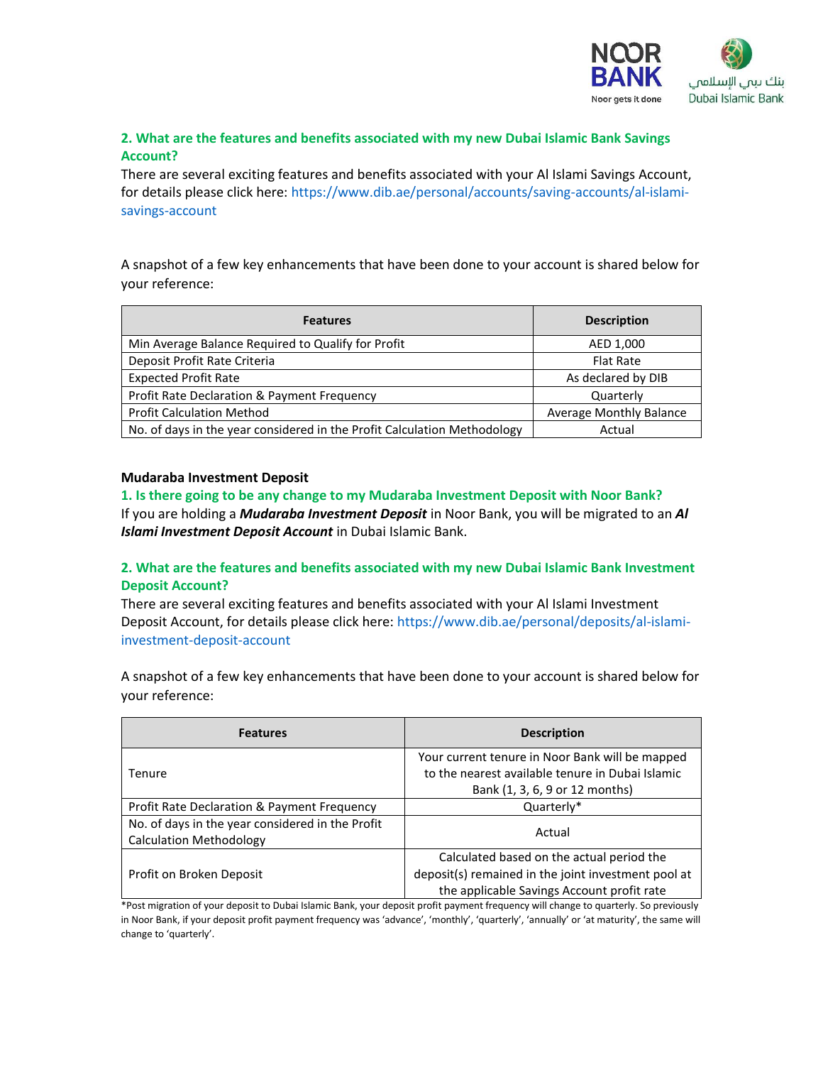**2. What are the features and benefits associated with my new Dubai Islamic Bank Savings Account?**

There are several exciting features and benefits associated with your Al Islami Savings Account, for details please click here: https://www.dib.ae/personal/accounts/saving-accounts/al-islami-savings-account

A snapshot of a few key enhancements that have been done to your account is shared below for your reference:

| Features | Description |
| --- | --- |
| Min Average Balance Required to Qualify for Profit | AED 1,000 |
| Deposit Profit Rate Criteria | Flat Rate |
| Expected Profit Rate | As declared by DIB |
| Profit Rate Declaration & Payment Frequency | Quarterly |
| Profit Calculation Method | Average Monthly Balance |
| No. of days in the year considered in the Profit Calculation Methodology | Actual |

**Mudaraba Investment Deposit**

**1. Is there going to be any change to my Mudaraba Investment Deposit with Noor Bank?**

If you are holding a ***Mudaraba Investment Deposit*** in Noor Bank, you will be migrated to an ***Al Islami Investment Deposit Account*** in Dubai Islamic Bank.

**2. What are the features and benefits associated with my new Dubai Islamic Bank Investment Deposit Account?**

There are several exciting features and benefits associated with your Al Islami Investment Deposit Account, for details please click here: https://www.dib.ae/personal/deposits/al-islami-investment-deposit-account

A snapshot of a few key enhancements that have been done to your account is shared below for your reference:

| Features | Description |
| --- | --- |
| Tenure | Your current tenure in Noor Bank will be mapped to the nearest available tenure in Dubai Islamic Bank (1, 3, 6, 9 or 12 months) |
| Profit Rate Declaration & Payment Frequency | Quarterly* |
| No. of days in the year considered in the Profit Calculation Methodology | Actual |
| Profit on Broken Deposit | Calculated based on the actual period the deposit(s) remained in the joint investment pool at the applicable Savings Account profit rate |

*Post migration of your deposit to Dubai Islamic Bank, your deposit profit payment frequency will change to quarterly. So previously in Noor Bank, if your deposit profit payment frequency was 'advance', 'monthly', 'quarterly', 'annually' or 'at maturity', the same will change to 'quarterly'.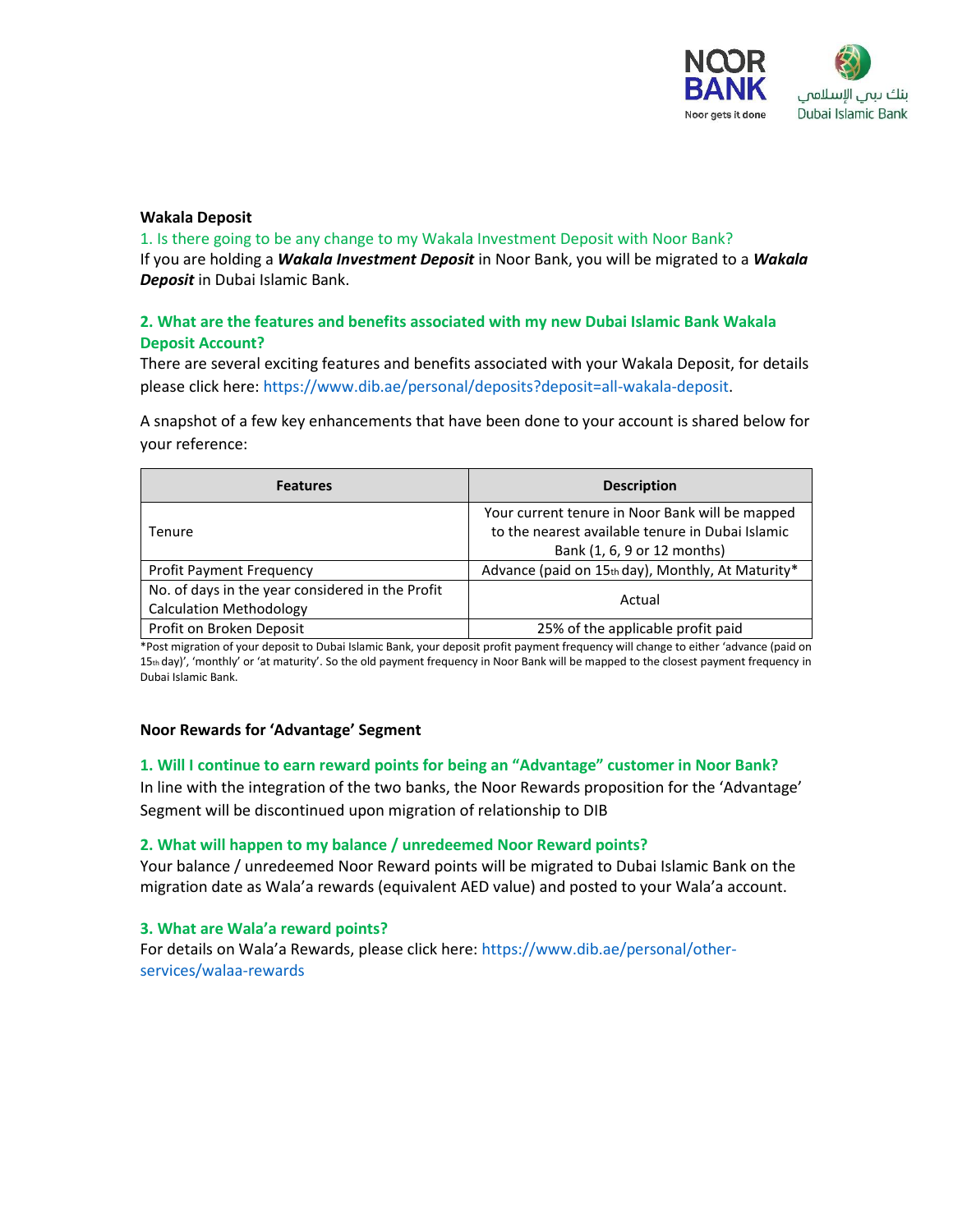## Wakala Deposit

1. Is there going to be any change to my Wakala Investment Deposit with Noor Bank?

If you are holding a ***Wakala Investment Deposit*** in Noor Bank, you will be migrated to a ***Wakala Deposit*** in Dubai Islamic Bank.

**2. What are the features and benefits associated with my new Dubai Islamic Bank Wakala Deposit Account?**

There are several exciting features and benefits associated with your Wakala Deposit, for details please click here: https://www.dib.ae/personal/deposits?deposit=all-wakala-deposit.

A snapshot of a few key enhancements that have been done to your account is shared below for your reference:

| Features | Description |
|---|---|
| Tenure | Your current tenure in Noor Bank will be mapped to the nearest available tenure in Dubai Islamic Bank (1, 6, 9 or 12 months) |
| Profit Payment Frequency | Advance (paid on 15th day), Monthly, At Maturity* |
| No. of days in the year considered in the Profit Calculation Methodology | Actual |
| Profit on Broken Deposit | 25% of the applicable profit paid |

*Post migration of your deposit to Dubai Islamic Bank, your deposit profit payment frequency will change to either 'advance (paid on 15th day)', 'monthly' or 'at maturity'. So the old payment frequency in Noor Bank will be mapped to the closest payment frequency in Dubai Islamic Bank.

## Noor Rewards for 'Advantage' Segment

**1. Will I continue to earn reward points for being an "Advantage" customer in Noor Bank?**

In line with the integration of the two banks, the Noor Rewards proposition for the 'Advantage' Segment will be discontinued upon migration of relationship to DIB

**2. What will happen to my balance / unredeemed Noor Reward points?**

Your balance / unredeemed Noor Reward points will be migrated to Dubai Islamic Bank on the migration date as Wala'a rewards (equivalent AED value) and posted to your Wala'a account.

**3. What are Wala'a reward points?**

For details on Wala'a Rewards, please click here: https://www.dib.ae/personal/other-services/walaa-rewards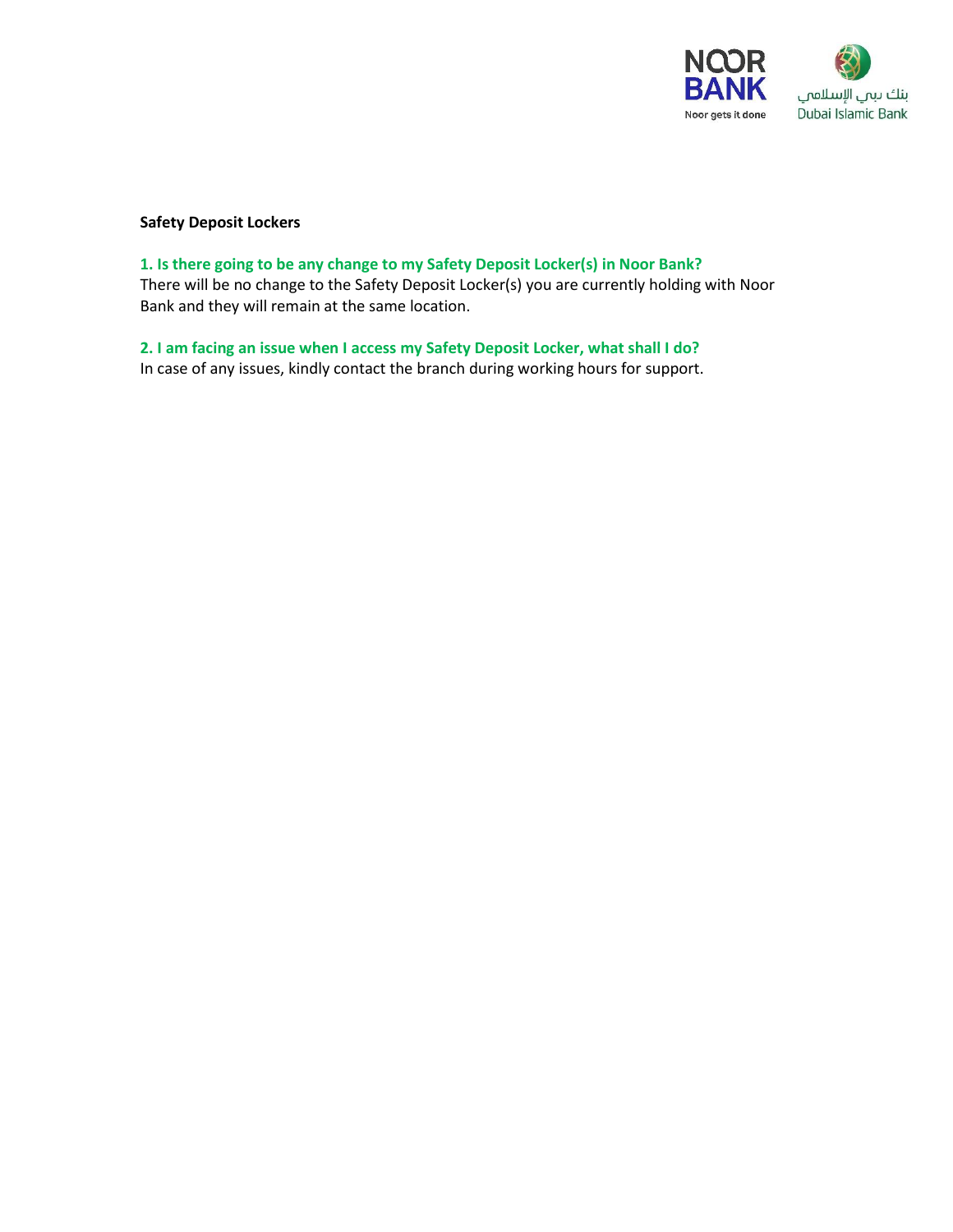**Safety Deposit Lockers**

**1. Is there going to be any change to my Safety Deposit Locker(s) in Noor Bank?**

There will be no change to the Safety Deposit Locker(s) you are currently holding with Noor Bank and they will remain at the same location.

**2. I am facing an issue when I access my Safety Deposit Locker, what shall I do?**

In case of any issues, kindly contact the branch during working hours for support.